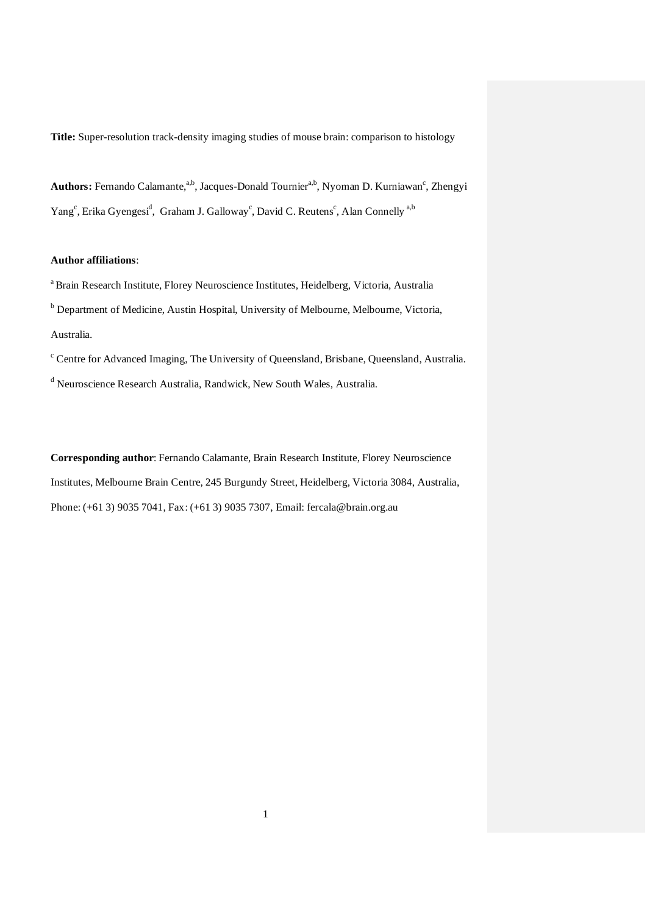**Title:** Super-resolution track-density imaging studies of mouse brain: comparison to histology

**Authors:** Fernando Calamante,[a,b], Jacques-Donald Tournier[a,b], Nyoman D. Kurniawan[c], Zhengyi Yang[c], Erika Gyengesi[d], Graham J. Galloway[c], David C. Reutens[c], Alan Connelly [a,b]

**Author affiliations**:

[a] Brain Research Institute, Florey Neuroscience Institutes, Heidelberg, Victoria, Australia

[b] Department of Medicine, Austin Hospital, University of Melbourne, Melbourne, Victoria, Australia.

[c] Centre for Advanced Imaging, The University of Queensland, Brisbane, Queensland, Australia.

[d] Neuroscience Research Australia, Randwick, New South Wales, Australia.

**Corresponding author**: Fernando Calamante, Brain Research Institute, Florey Neuroscience Institutes, Melbourne Brain Centre, 245 Burgundy Street, Heidelberg, Victoria 3084, Australia, Phone: (+61 3) 9035 7041, Fax: (+61 3) 9035 7307, Email: fercala@brain.org.au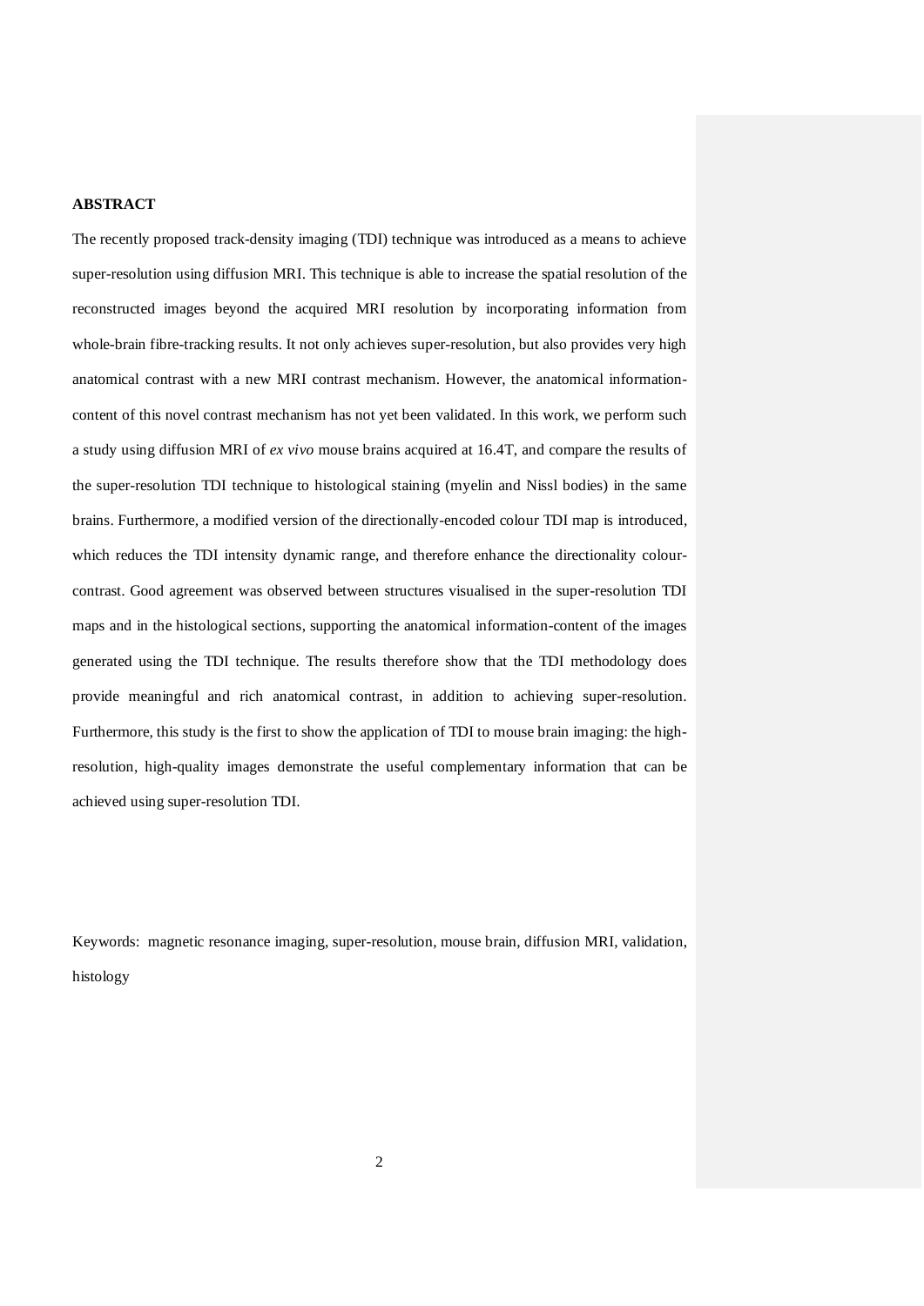**ABSTRACT**

The recently proposed track-density imaging (TDI) technique was introduced as a means to achieve super-resolution using diffusion MRI. This technique is able to increase the spatial resolution of the reconstructed images beyond the acquired MRI resolution by incorporating information from whole-brain fibre-tracking results. It not only achieves super-resolution, but also provides very high anatomical contrast with a new MRI contrast mechanism. However, the anatomical information-content of this novel contrast mechanism has not yet been validated. In this work, we perform such a study using diffusion MRI of *ex vivo* mouse brains acquired at 16.4T, and compare the results of the super-resolution TDI technique to histological staining (myelin and Nissl bodies) in the same brains. Furthermore, a modified version of the directionally-encoded colour TDI map is introduced, which reduces the TDI intensity dynamic range, and therefore enhance the directionality colour-contrast. Good agreement was observed between structures visualised in the super-resolution TDI maps and in the histological sections, supporting the anatomical information-content of the images generated using the TDI technique. The results therefore show that the TDI methodology does provide meaningful and rich anatomical contrast, in addition to achieving super-resolution. Furthermore, this study is the first to show the application of TDI to mouse brain imaging: the high-resolution, high-quality images demonstrate the useful complementary information that can be achieved using super-resolution TDI.

Keywords: magnetic resonance imaging, super-resolution, mouse brain, diffusion MRI, validation, histology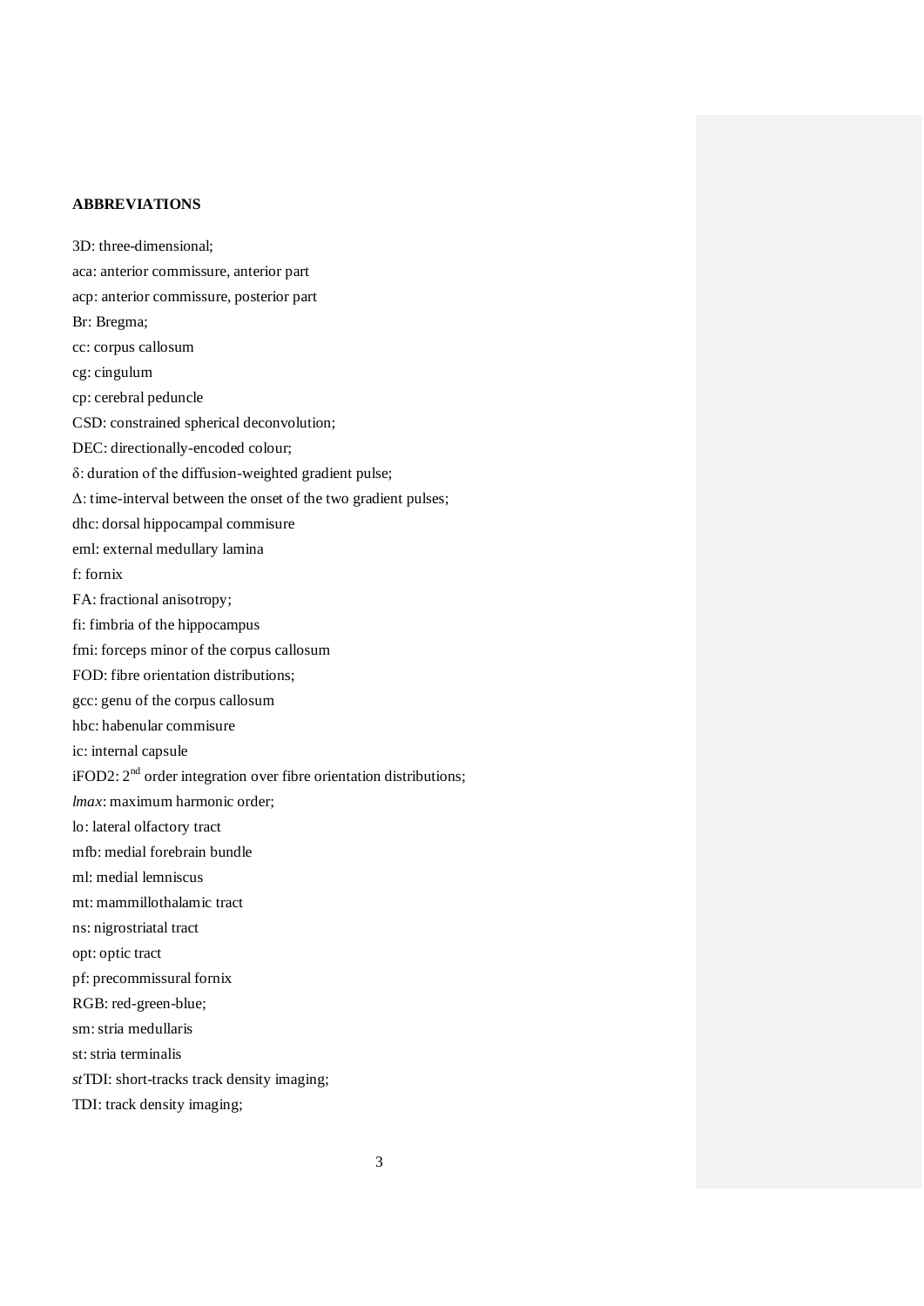**ABBREVIATIONS**

3D: three-dimensional;

aca: anterior commissure, anterior part

acp: anterior commissure, posterior part

Br: Bregma;

cc: corpus callosum

cg: cingulum

cp: cerebral peduncle

CSD: constrained spherical deconvolution;

DEC: directionally-encoded colour;

δ: duration of the diffusion-weighted gradient pulse;

Δ: time-interval between the onset of the two gradient pulses;

dhc: dorsal hippocampal commisure

eml: external medullary lamina

f: fornix

FA: fractional anisotropy;

fi: fimbria of the hippocampus

fmi: forceps minor of the corpus callosum

FOD: fibre orientation distributions;

gcc: genu of the corpus callosum

hbc: habenular commisure

ic: internal capsule

iFOD2: $2^{nd}$ order integration over fibre orientation distributions;

*lmax*: maximum harmonic order;

lo: lateral olfactory tract

mfb: medial forebrain bundle

ml: medial lemniscus

mt: mammillothalamic tract

ns: nigrostriatal tract

opt: optic tract

pf: precommissural fornix

RGB: red-green-blue;

sm: stria medullaris

st: stria terminalis

*st*TDI: short-tracks track density imaging;

TDI: track density imaging;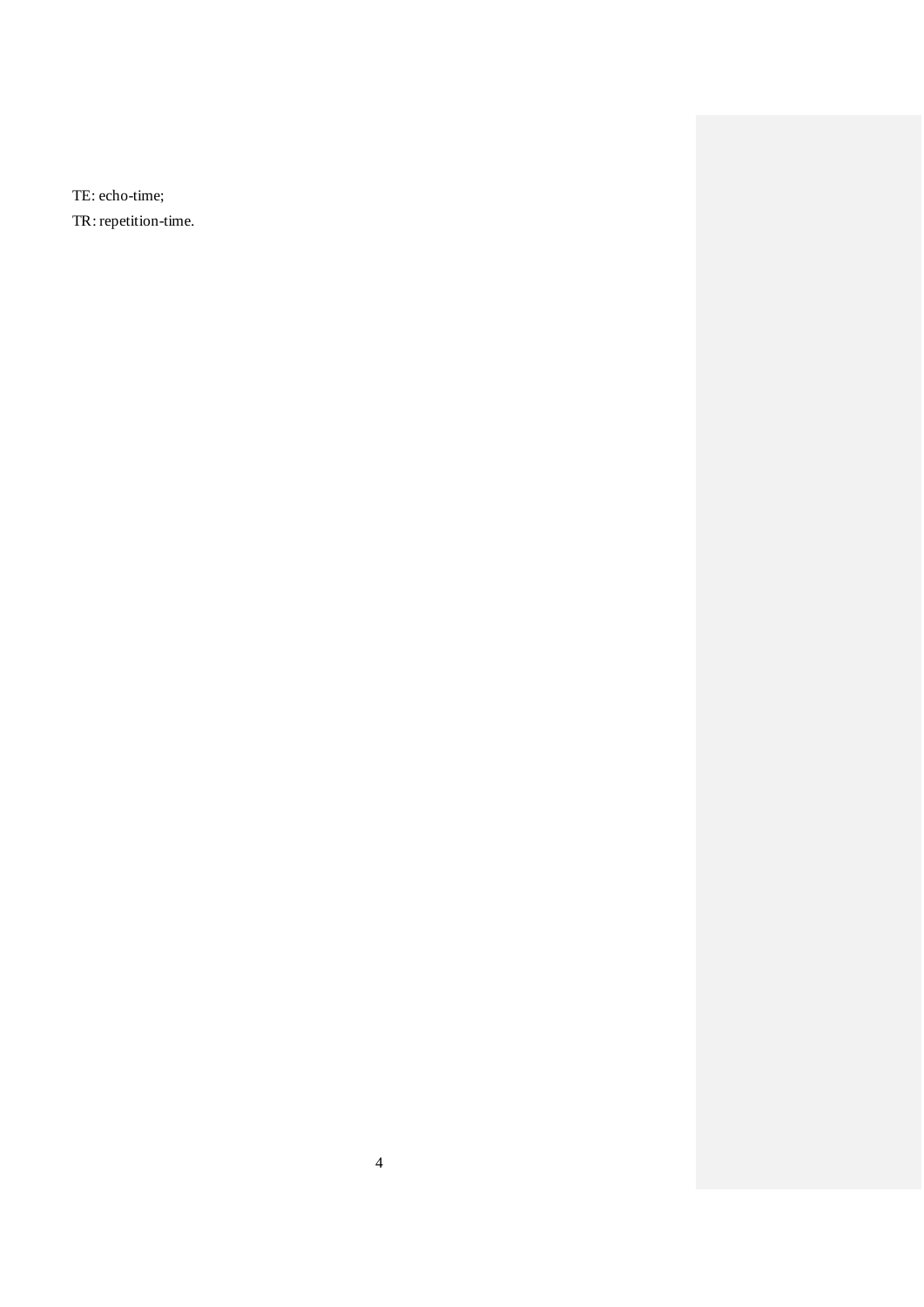TE: echo-time;

TR: repetition-time.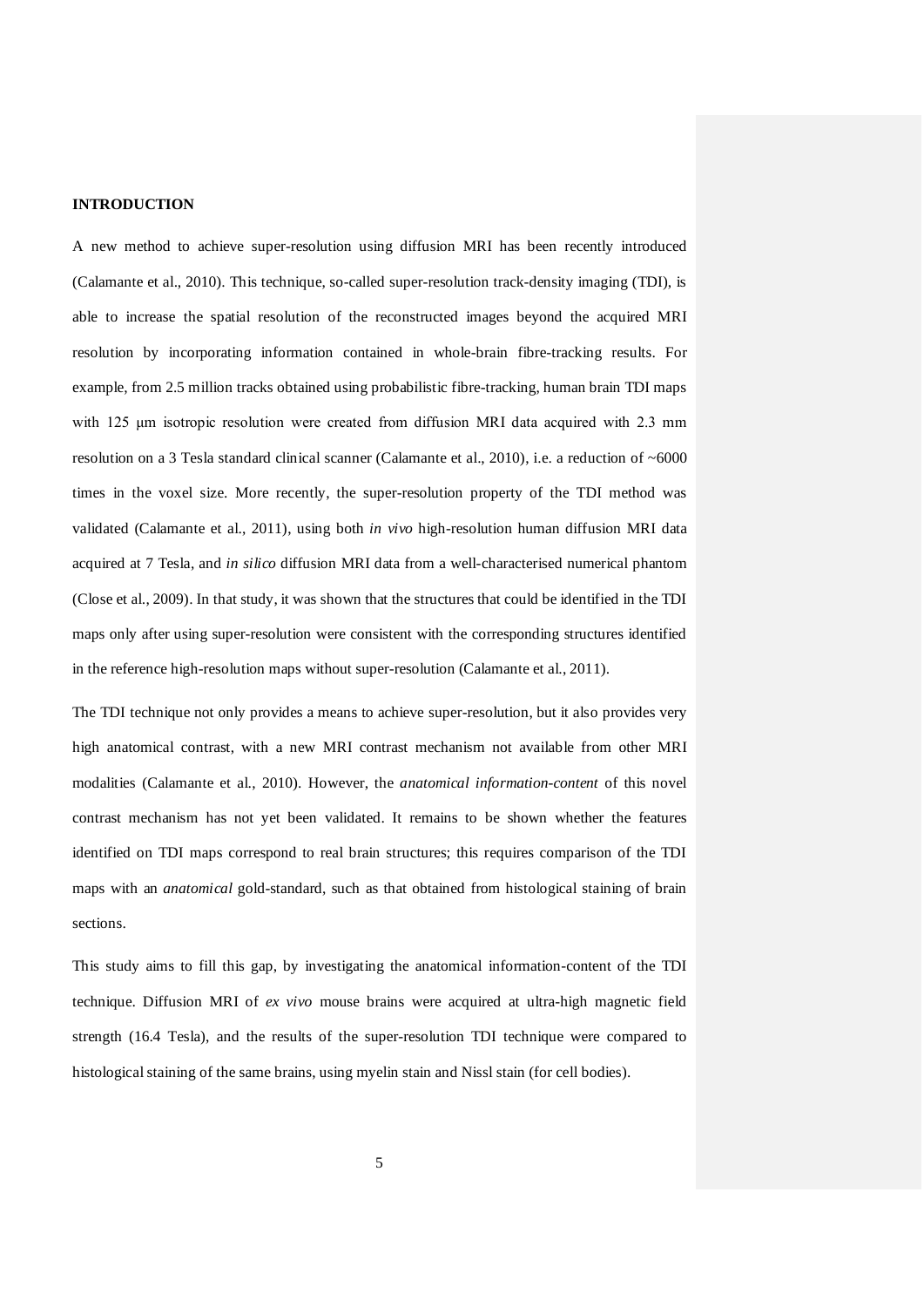## INTRODUCTION

A new method to achieve super-resolution using diffusion MRI has been recently introduced (Calamante et al., 2010). This technique, so-called super-resolution track-density imaging (TDI), is able to increase the spatial resolution of the reconstructed images beyond the acquired MRI resolution by incorporating information contained in whole-brain fibre-tracking results. For example, from 2.5 million tracks obtained using probabilistic fibre-tracking, human brain TDI maps with 125 μm isotropic resolution were created from diffusion MRI data acquired with 2.3 mm resolution on a 3 Tesla standard clinical scanner (Calamante et al., 2010), i.e. a reduction of ~6000 times in the voxel size. More recently, the super-resolution property of the TDI method was validated (Calamante et al., 2011), using both *in vivo* high-resolution human diffusion MRI data acquired at 7 Tesla, and *in silico* diffusion MRI data from a well-characterised numerical phantom (Close et al., 2009). In that study, it was shown that the structures that could be identified in the TDI maps only after using super-resolution were consistent with the corresponding structures identified in the reference high-resolution maps without super-resolution (Calamante et al., 2011).

The TDI technique not only provides a means to achieve super-resolution, but it also provides very high anatomical contrast, with a new MRI contrast mechanism not available from other MRI modalities (Calamante et al., 2010). However, the *anatomical information-content* of this novel contrast mechanism has not yet been validated. It remains to be shown whether the features identified on TDI maps correspond to real brain structures; this requires comparison of the TDI maps with an *anatomical* gold-standard, such as that obtained from histological staining of brain sections.

This study aims to fill this gap, by investigating the anatomical information-content of the TDI technique. Diffusion MRI of *ex vivo* mouse brains were acquired at ultra-high magnetic field strength (16.4 Tesla), and the results of the super-resolution TDI technique were compared to histological staining of the same brains, using myelin stain and Nissl stain (for cell bodies).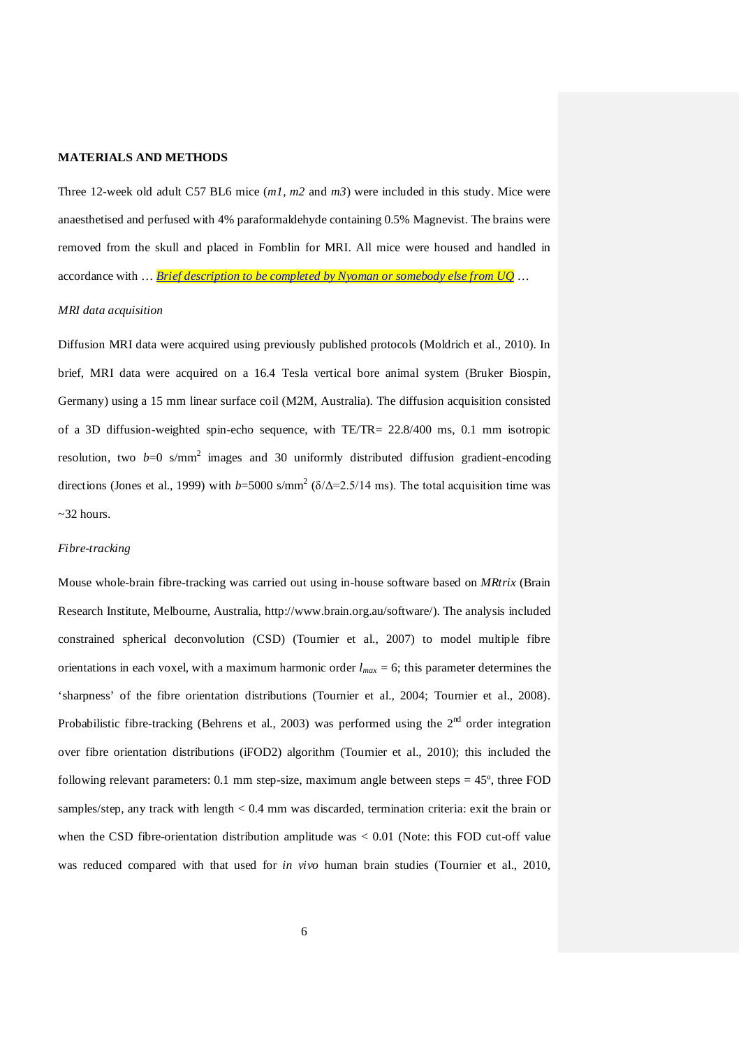**MATERIALS AND METHODS**

Three 12-week old adult C57 BL6 mice (*m1*, *m2* and *m3*) were included in this study. Mice were anaesthetised and perfused with 4% paraformaldehyde containing 0.5% Magnevist. The brains were removed from the skull and placed in Fomblin for MRI. All mice were housed and handled in accordance with … *Brief description to be completed by Nyoman or somebody else from UQ* …

*MRI data acquisition*

Diffusion MRI data were acquired using previously published protocols (Moldrich et al., 2010). In brief, MRI data were acquired on a 16.4 Tesla vertical bore animal system (Bruker Biospin, Germany) using a 15 mm linear surface coil (M2M, Australia). The diffusion acquisition consisted of a 3D diffusion-weighted spin-echo sequence, with TE/TR= 22.8/400 ms, 0.1 mm isotropic resolution, two $b$=0 s/mm$^2$ images and 30 uniformly distributed diffusion gradient-encoding directions (Jones et al., 1999) with $b$=5000 s/mm$^2$ ($\delta/\Delta$=2.5/14 ms). The total acquisition time was ~32 hours.

*Fibre-tracking*

Mouse whole-brain fibre-tracking was carried out using in-house software based on *MRtrix* (Brain Research Institute, Melbourne, Australia, http://www.brain.org.au/software/). The analysis included constrained spherical deconvolution (CSD) (Tournier et al., 2007) to model multiple fibre orientations in each voxel, with a maximum harmonic order $l_{max}$ = 6; this parameter determines the 'sharpness' of the fibre orientation distributions (Tournier et al., 2004; Tournier et al., 2008). Probabilistic fibre-tracking (Behrens et al., 2003) was performed using the 2$^{nd}$ order integration over fibre orientation distributions (iFOD2) algorithm (Tournier et al., 2010); this included the following relevant parameters: 0.1 mm step-size, maximum angle between steps = 45º, three FOD samples/step, any track with length < 0.4 mm was discarded, termination criteria: exit the brain or when the CSD fibre-orientation distribution amplitude was < 0.01 (Note: this FOD cut-off value was reduced compared with that used for *in vivo* human brain studies (Tournier et al., 2010,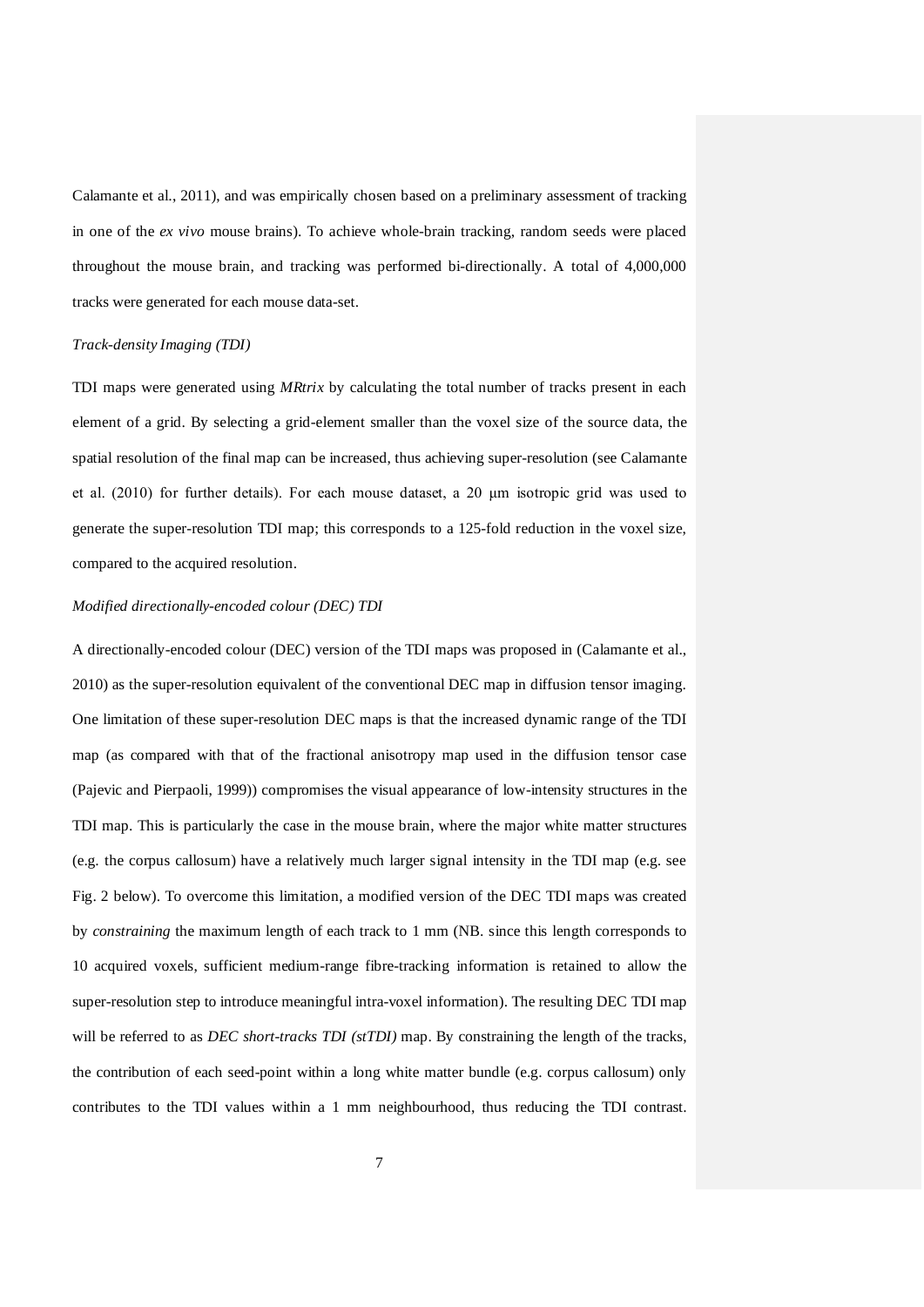Calamante et al., 2011), and was empirically chosen based on a preliminary assessment of tracking in one of the *ex vivo* mouse brains). To achieve whole-brain tracking, random seeds were placed throughout the mouse brain, and tracking was performed bi-directionally. A total of 4,000,000 tracks were generated for each mouse data-set.

*Track-density Imaging (TDI)*

TDI maps were generated using *MRtrix* by calculating the total number of tracks present in each element of a grid. By selecting a grid-element smaller than the voxel size of the source data, the spatial resolution of the final map can be increased, thus achieving super-resolution (see Calamante et al. (2010) for further details). For each mouse dataset, a 20 μm isotropic grid was used to generate the super-resolution TDI map; this corresponds to a 125-fold reduction in the voxel size, compared to the acquired resolution.

*Modified directionally-encoded colour (DEC) TDI*

A directionally-encoded colour (DEC) version of the TDI maps was proposed in (Calamante et al., 2010) as the super-resolution equivalent of the conventional DEC map in diffusion tensor imaging. One limitation of these super-resolution DEC maps is that the increased dynamic range of the TDI map (as compared with that of the fractional anisotropy map used in the diffusion tensor case (Pajevic and Pierpaoli, 1999)) compromises the visual appearance of low-intensity structures in the TDI map. This is particularly the case in the mouse brain, where the major white matter structures (e.g. the corpus callosum) have a relatively much larger signal intensity in the TDI map (e.g. see Fig. 2 below). To overcome this limitation, a modified version of the DEC TDI maps was created by *constraining* the maximum length of each track to 1 mm (NB. since this length corresponds to 10 acquired voxels, sufficient medium-range fibre-tracking information is retained to allow the super-resolution step to introduce meaningful intra-voxel information). The resulting DEC TDI map will be referred to as *DEC short-tracks TDI (stTDI)* map. By constraining the length of the tracks, the contribution of each seed-point within a long white matter bundle (e.g. corpus callosum) only contributes to the TDI values within a 1 mm neighbourhood, thus reducing the TDI contrast.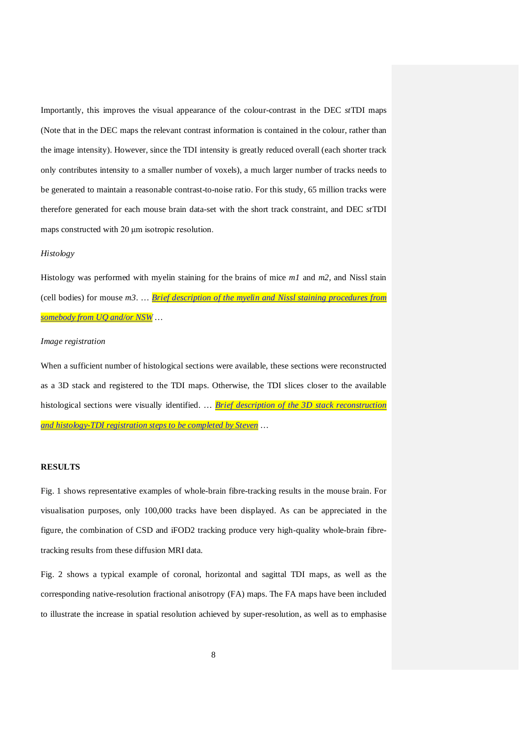Importantly, this improves the visual appearance of the colour-contrast in the DEC *st*TDI maps (Note that in the DEC maps the relevant contrast information is contained in the colour, rather than the image intensity). However, since the TDI intensity is greatly reduced overall (each shorter track only contributes intensity to a smaller number of voxels), a much larger number of tracks needs to be generated to maintain a reasonable contrast-to-noise ratio. For this study, 65 million tracks were therefore generated for each mouse brain data-set with the short track constraint, and DEC *st*TDI maps constructed with 20 μm isotropic resolution.

*Histology*

Histology was performed with myelin staining for the brains of mice *m1* and *m2*, and Nissl stain (cell bodies) for mouse *m3*. … ***Brief description of the myelin and Nissl staining procedures from somebody from UQ and/or NSW*** …

*Image registration*

When a sufficient number of histological sections were available, these sections were reconstructed as a 3D stack and registered to the TDI maps. Otherwise, the TDI slices closer to the available histological sections were visually identified. … ***Brief description of the 3D stack reconstruction and histology-TDI registration steps to be completed by Steven*** …

**RESULTS**

Fig. 1 shows representative examples of whole-brain fibre-tracking results in the mouse brain. For visualisation purposes, only 100,000 tracks have been displayed. As can be appreciated in the figure, the combination of CSD and iFOD2 tracking produce very high-quality whole-brain fibre-tracking results from these diffusion MRI data.

Fig. 2 shows a typical example of coronal, horizontal and sagittal TDI maps, as well as the corresponding native-resolution fractional anisotropy (FA) maps. The FA maps have been included to illustrate the increase in spatial resolution achieved by super-resolution, as well as to emphasise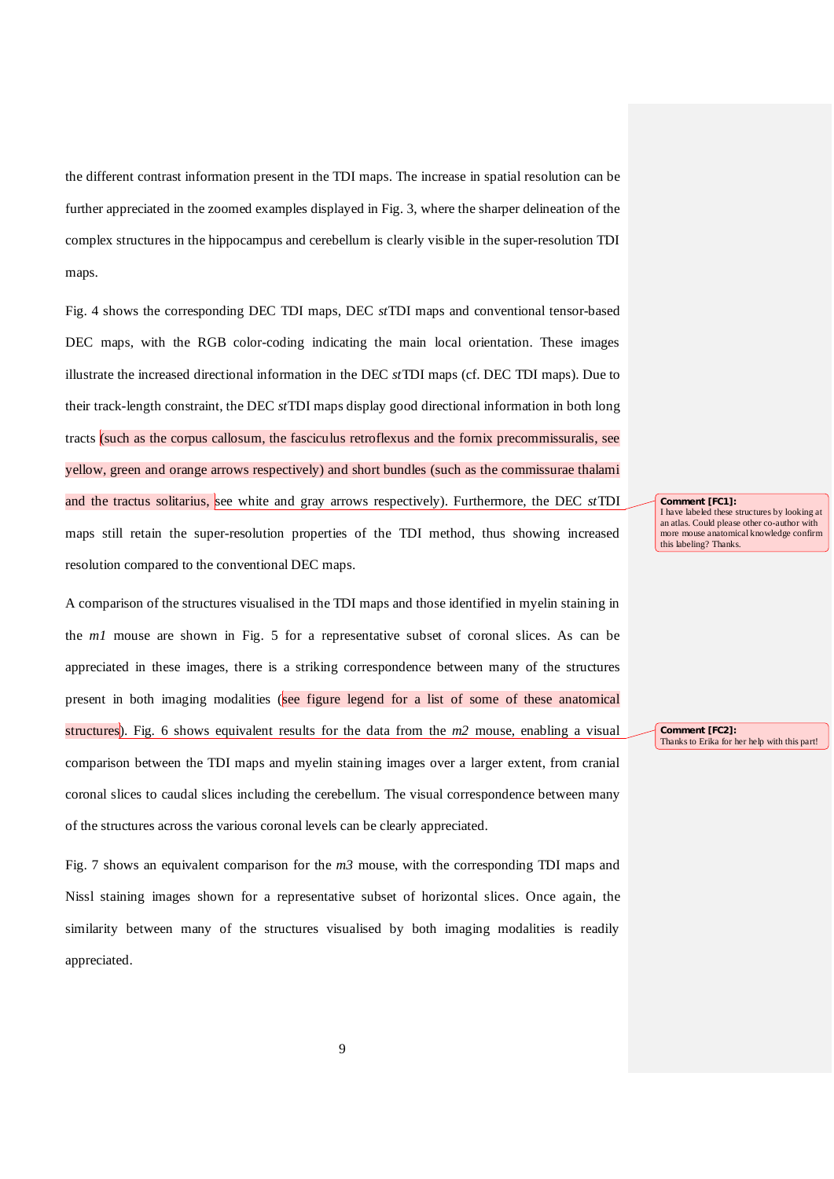the different contrast information present in the TDI maps. The increase in spatial resolution can be further appreciated in the zoomed examples displayed in Fig. 3, where the sharper delineation of the complex structures in the hippocampus and cerebellum is clearly visible in the super-resolution TDI maps.

Fig. 4 shows the corresponding DEC TDI maps, DEC *st*TDI maps and conventional tensor-based DEC maps, with the RGB color-coding indicating the main local orientation. These images illustrate the increased directional information in the DEC *st*TDI maps (cf. DEC TDI maps). Due to their track-length constraint, the DEC *st*TDI maps display good directional information in both long tracts (such as the corpus callosum, the fasciculus retroflexus and the fornix precommissuralis, see yellow, green and orange arrows respectively) and short bundles (such as the commissurae thalami and the tractus solitarius, see white and gray arrows respectively). Furthermore, the DEC *st*TDI maps still retain the super-resolution properties of the TDI method, thus showing increased resolution compared to the conventional DEC maps.

**Comment [FC1]:** I have labeled these structures by looking at an atlas. Could please other co-author with more mouse anatomical knowledge confirm this labeling? Thanks.

A comparison of the structures visualised in the TDI maps and those identified in myelin staining in the *m1* mouse are shown in Fig. 5 for a representative subset of coronal slices. As can be appreciated in these images, there is a striking correspondence between many of the structures present in both imaging modalities (see figure legend for a list of some of these anatomical structures). Fig. 6 shows equivalent results for the data from the *m2* mouse, enabling a visual comparison between the TDI maps and myelin staining images over a larger extent, from cranial coronal slices to caudal slices including the cerebellum. The visual correspondence between many of the structures across the various coronal levels can be clearly appreciated.

**Comment [FC2]:** Thanks to Erika for her help with this part!

Fig. 7 shows an equivalent comparison for the *m3* mouse, with the corresponding TDI maps and Nissl staining images shown for a representative subset of horizontal slices. Once again, the similarity between many of the structures visualised by both imaging modalities is readily appreciated.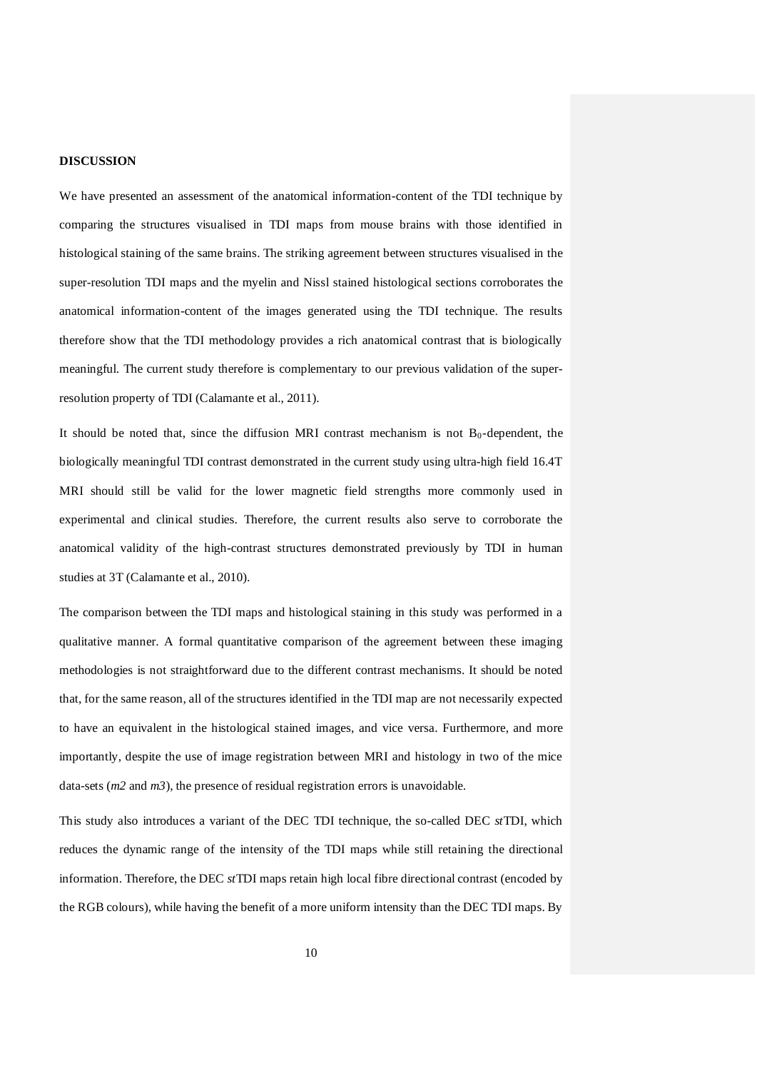**DISCUSSION**

We have presented an assessment of the anatomical information-content of the TDI technique by comparing the structures visualised in TDI maps from mouse brains with those identified in histological staining of the same brains. The striking agreement between structures visualised in the super-resolution TDI maps and the myelin and Nissl stained histological sections corroborates the anatomical information-content of the images generated using the TDI technique. The results therefore show that the TDI methodology provides a rich anatomical contrast that is biologically meaningful. The current study therefore is complementary to our previous validation of the super-resolution property of TDI (Calamante et al., 2011).

It should be noted that, since the diffusion MRI contrast mechanism is not $B_0$-dependent, the biologically meaningful TDI contrast demonstrated in the current study using ultra-high field 16.4T MRI should still be valid for the lower magnetic field strengths more commonly used in experimental and clinical studies. Therefore, the current results also serve to corroborate the anatomical validity of the high-contrast structures demonstrated previously by TDI in human studies at 3T (Calamante et al., 2010).

The comparison between the TDI maps and histological staining in this study was performed in a qualitative manner. A formal quantitative comparison of the agreement between these imaging methodologies is not straightforward due to the different contrast mechanisms. It should be noted that, for the same reason, all of the structures identified in the TDI map are not necessarily expected to have an equivalent in the histological stained images, and vice versa. Furthermore, and more importantly, despite the use of image registration between MRI and histology in two of the mice data-sets (*m2* and *m3*), the presence of residual registration errors is unavoidable.

This study also introduces a variant of the DEC TDI technique, the so-called DEC *st*TDI, which reduces the dynamic range of the intensity of the TDI maps while still retaining the directional information. Therefore, the DEC *st*TDI maps retain high local fibre directional contrast (encoded by the RGB colours), while having the benefit of a more uniform intensity than the DEC TDI maps. By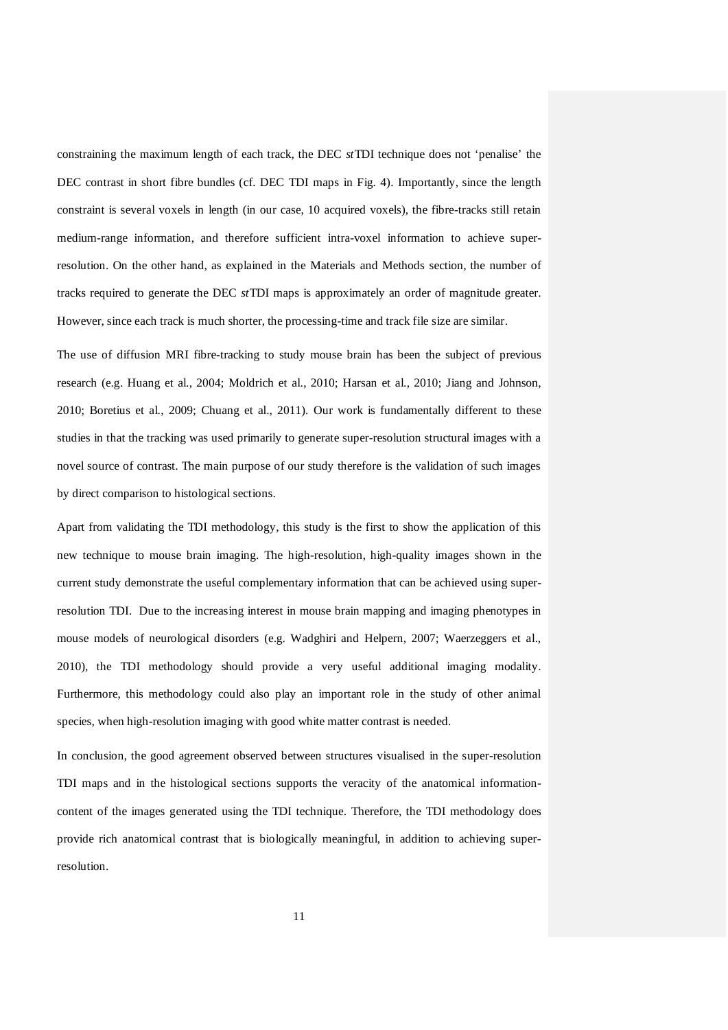constraining the maximum length of each track, the DEC *st*TDI technique does not 'penalise' the DEC contrast in short fibre bundles (cf. DEC TDI maps in Fig. 4). Importantly, since the length constraint is several voxels in length (in our case, 10 acquired voxels), the fibre-tracks still retain medium-range information, and therefore sufficient intra-voxel information to achieve super-resolution. On the other hand, as explained in the Materials and Methods section, the number of tracks required to generate the DEC *st*TDI maps is approximately an order of magnitude greater. However, since each track is much shorter, the processing-time and track file size are similar.

The use of diffusion MRI fibre-tracking to study mouse brain has been the subject of previous research (e.g. Huang et al., 2004; Moldrich et al., 2010; Harsan et al., 2010; Jiang and Johnson, 2010; Boretius et al., 2009; Chuang et al., 2011). Our work is fundamentally different to these studies in that the tracking was used primarily to generate super-resolution structural images with a novel source of contrast. The main purpose of our study therefore is the validation of such images by direct comparison to histological sections.

Apart from validating the TDI methodology, this study is the first to show the application of this new technique to mouse brain imaging. The high-resolution, high-quality images shown in the current study demonstrate the useful complementary information that can be achieved using super-resolution TDI. Due to the increasing interest in mouse brain mapping and imaging phenotypes in mouse models of neurological disorders (e.g. Wadghiri and Helpern, 2007; Waerzeggers et al., 2010), the TDI methodology should provide a very useful additional imaging modality. Furthermore, this methodology could also play an important role in the study of other animal species, when high-resolution imaging with good white matter contrast is needed.

In conclusion, the good agreement observed between structures visualised in the super-resolution TDI maps and in the histological sections supports the veracity of the anatomical information-content of the images generated using the TDI technique. Therefore, the TDI methodology does provide rich anatomical contrast that is biologically meaningful, in addition to achieving super-resolution.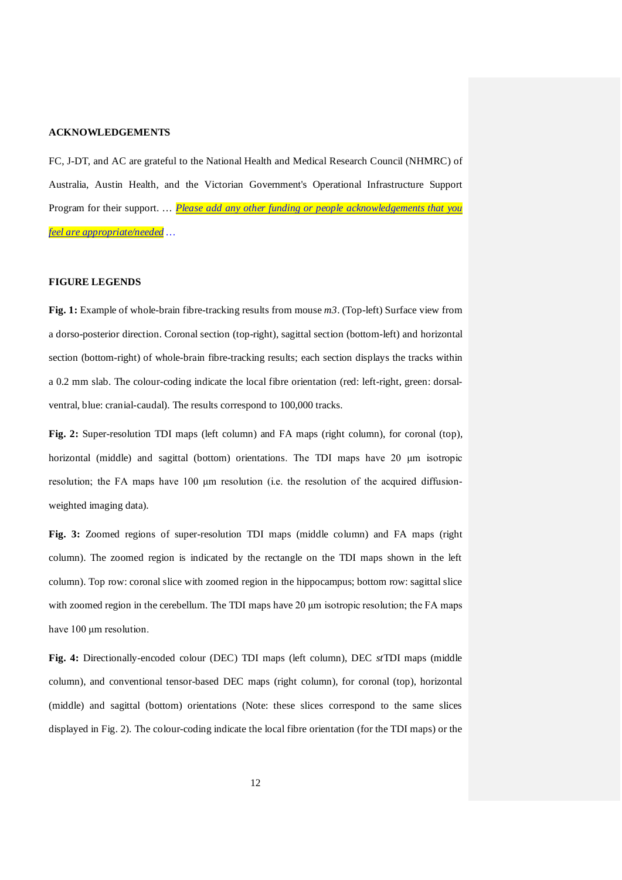## ACKNOWLEDGEMENTS

FC, J-DT, and AC are grateful to the National Health and Medical Research Council (NHMRC) of Australia, Austin Health, and the Victorian Government's Operational Infrastructure Support Program for their support. … *Please add any other funding or people acknowledgements that you feel are appropriate/needed* …

## FIGURE LEGENDS

**Fig. 1:** Example of whole-brain fibre-tracking results from mouse *m3*. (Top-left) Surface view from a dorso-posterior direction. Coronal section (top-right), sagittal section (bottom-left) and horizontal section (bottom-right) of whole-brain fibre-tracking results; each section displays the tracks within a 0.2 mm slab. The colour-coding indicate the local fibre orientation (red: left-right, green: dorsal-ventral, blue: cranial-caudal). The results correspond to 100,000 tracks.

**Fig. 2:** Super-resolution TDI maps (left column) and FA maps (right column), for coronal (top), horizontal (middle) and sagittal (bottom) orientations. The TDI maps have 20 μm isotropic resolution; the FA maps have 100 μm resolution (i.e. the resolution of the acquired diffusion-weighted imaging data).

**Fig. 3:** Zoomed regions of super-resolution TDI maps (middle column) and FA maps (right column). The zoomed region is indicated by the rectangle on the TDI maps shown in the left column). Top row: coronal slice with zoomed region in the hippocampus; bottom row: sagittal slice with zoomed region in the cerebellum. The TDI maps have 20 μm isotropic resolution; the FA maps have 100 μm resolution.

**Fig. 4:** Directionally-encoded colour (DEC) TDI maps (left column), DEC *st*TDI maps (middle column), and conventional tensor-based DEC maps (right column), for coronal (top), horizontal (middle) and sagittal (bottom) orientations (Note: these slices correspond to the same slices displayed in Fig. 2). The colour-coding indicate the local fibre orientation (for the TDI maps) or the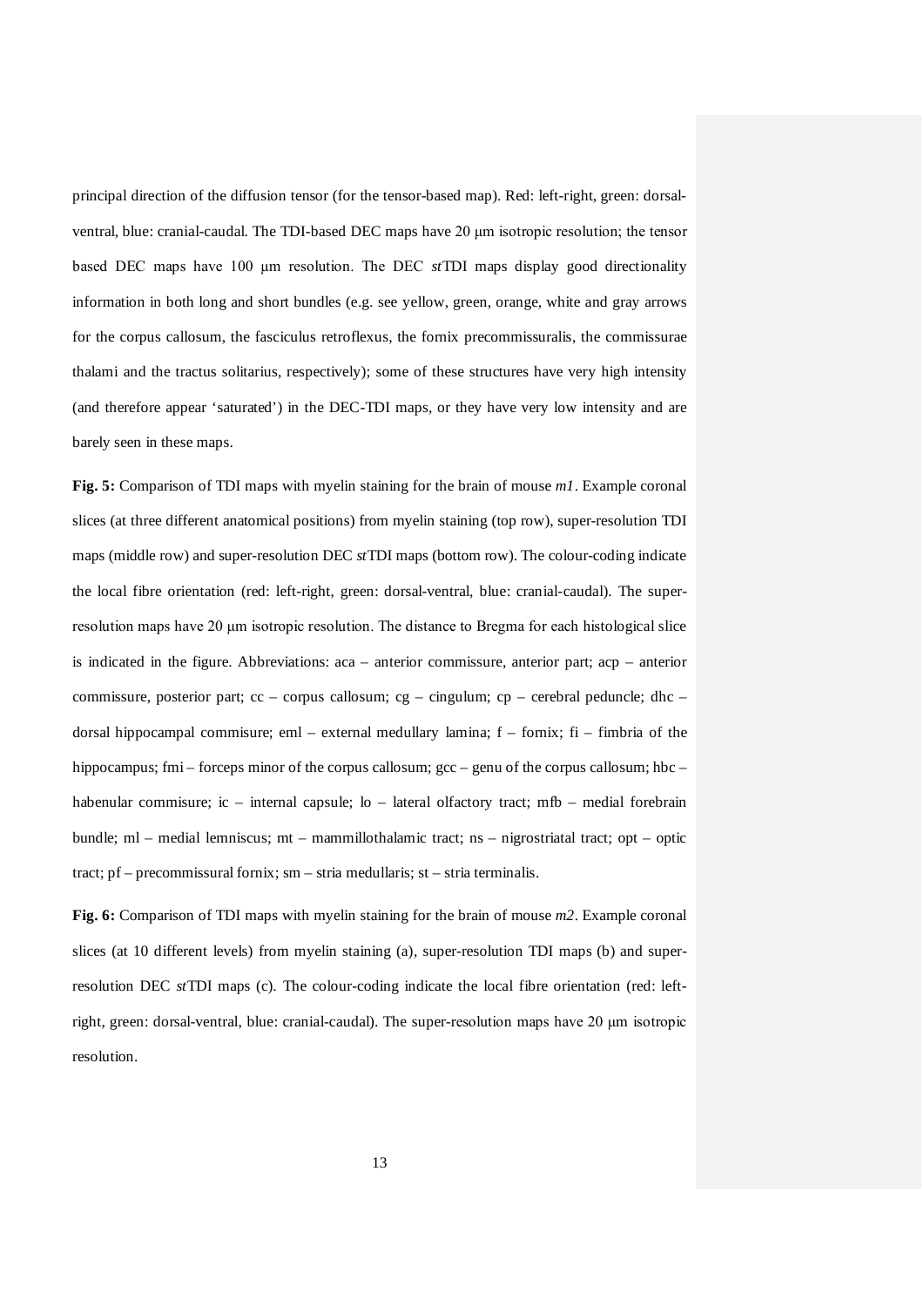principal direction of the diffusion tensor (for the tensor-based map). Red: left-right, green: dorsal-ventral, blue: cranial-caudal. The TDI-based DEC maps have 20 μm isotropic resolution; the tensor based DEC maps have 100 μm resolution. The DEC *st*TDI maps display good directionality information in both long and short bundles (e.g. see yellow, green, orange, white and gray arrows for the corpus callosum, the fasciculus retroflexus, the fornix precommissuralis, the commissurae thalami and the tractus solitarius, respectively); some of these structures have very high intensity (and therefore appear 'saturated') in the DEC-TDI maps, or they have very low intensity and are barely seen in these maps.

**Fig. 5:** Comparison of TDI maps with myelin staining for the brain of mouse *m1*. Example coronal slices (at three different anatomical positions) from myelin staining (top row), super-resolution TDI maps (middle row) and super-resolution DEC *st*TDI maps (bottom row). The colour-coding indicate the local fibre orientation (red: left-right, green: dorsal-ventral, blue: cranial-caudal). The super-resolution maps have 20 μm isotropic resolution. The distance to Bregma for each histological slice is indicated in the figure. Abbreviations: aca – anterior commissure, anterior part; acp – anterior commissure, posterior part; cc – corpus callosum; cg – cingulum; cp – cerebral peduncle; dhc – dorsal hippocampal commisure; eml – external medullary lamina; f – fornix; fi – fimbria of the hippocampus; fmi – forceps minor of the corpus callosum; gcc – genu of the corpus callosum; hbc – habenular commisure; ic – internal capsule; lo – lateral olfactory tract; mfb – medial forebrain bundle; ml – medial lemniscus; mt – mammillothalamic tract; ns – nigrostriatal tract; opt – optic tract; pf – precommissural fornix; sm – stria medullaris; st – stria terminalis.

**Fig. 6:** Comparison of TDI maps with myelin staining for the brain of mouse *m2*. Example coronal slices (at 10 different levels) from myelin staining (a), super-resolution TDI maps (b) and super-resolution DEC *st*TDI maps (c). The colour-coding indicate the local fibre orientation (red: left-right, green: dorsal-ventral, blue: cranial-caudal). The super-resolution maps have 20 μm isotropic resolution.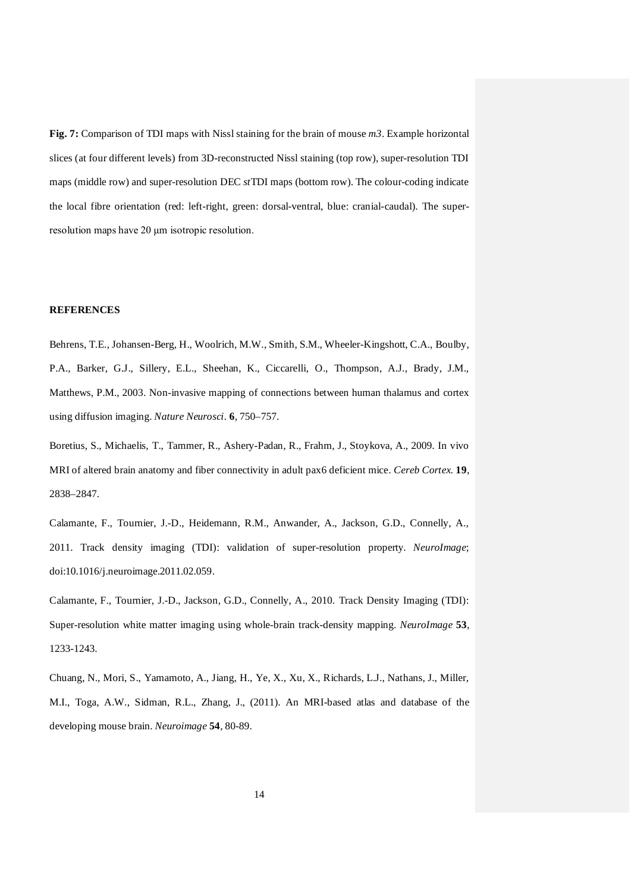**Fig. 7:** Comparison of TDI maps with Nissl staining for the brain of mouse *m3*. Example horizontal slices (at four different levels) from 3D-reconstructed Nissl staining (top row), super-resolution TDI maps (middle row) and super-resolution DEC *st*TDI maps (bottom row). The colour-coding indicate the local fibre orientation (red: left-right, green: dorsal-ventral, blue: cranial-caudal). The super-resolution maps have 20 μm isotropic resolution.

## REFERENCES

Behrens, T.E., Johansen-Berg, H., Woolrich, M.W., Smith, S.M., Wheeler-Kingshott, C.A., Boulby, P.A., Barker, G.J., Sillery, E.L., Sheehan, K., Ciccarelli, O., Thompson, A.J., Brady, J.M., Matthews, P.M., 2003. Non-invasive mapping of connections between human thalamus and cortex using diffusion imaging. *Nature Neurosci*. **6**, 750–757.

Boretius, S., Michaelis, T., Tammer, R., Ashery-Padan, R., Frahm, J., Stoykova, A., 2009. In vivo MRI of altered brain anatomy and fiber connectivity in adult pax6 deficient mice. *Cereb Cortex*. **19**, 2838–2847.

Calamante, F., Tournier, J.-D., Heidemann, R.M., Anwander, A., Jackson, G.D., Connelly, A., 2011. Track density imaging (TDI): validation of super-resolution property. *NeuroImage*; doi:10.1016/j.neuroimage.2011.02.059.

Calamante, F., Tournier, J.-D., Jackson, G.D., Connelly, A., 2010. Track Density Imaging (TDI): Super-resolution white matter imaging using whole-brain track-density mapping. *NeuroImage* **53**, 1233-1243.

Chuang, N., Mori, S., Yamamoto, A., Jiang, H., Ye, X., Xu, X., Richards, L.J., Nathans, J., Miller, M.I., Toga, A.W., Sidman, R.L., Zhang, J., (2011). An MRI-based atlas and database of the developing mouse brain. *Neuroimage* **54**, 80-89.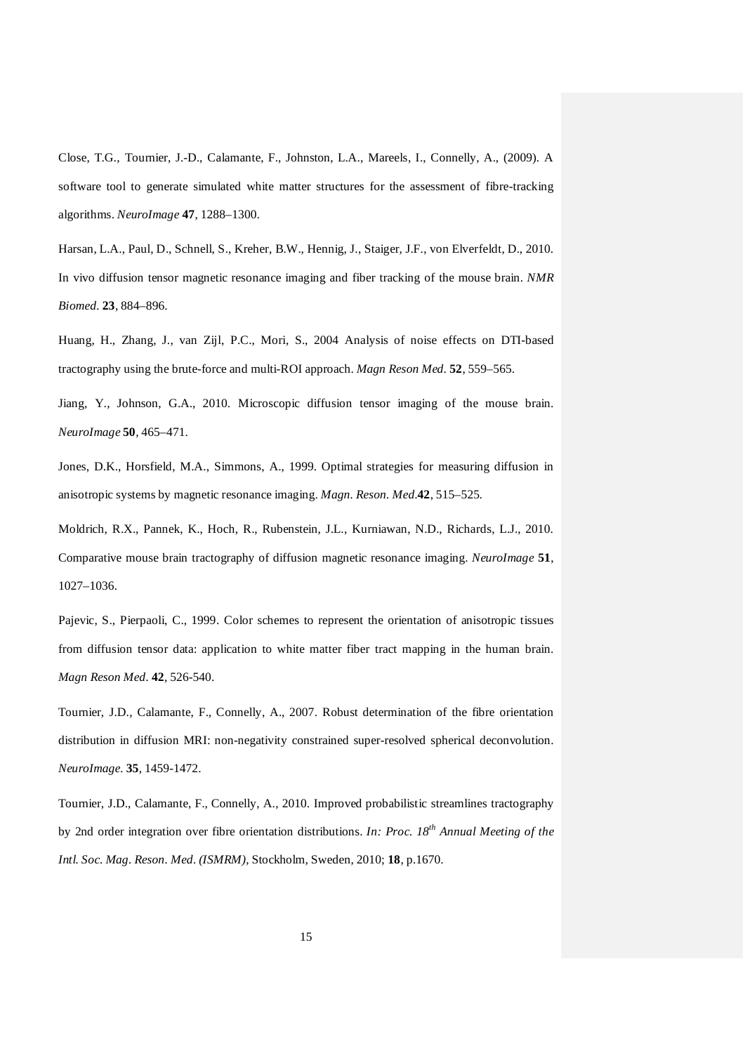Close, T.G., Tournier, J.-D., Calamante, F., Johnston, L.A., Mareels, I., Connelly, A., (2009). A software tool to generate simulated white matter structures for the assessment of fibre-tracking algorithms. *NeuroImage* **47**, 1288–1300.

Harsan, L.A., Paul, D., Schnell, S., Kreher, B.W., Hennig, J., Staiger, J.F., von Elverfeldt, D., 2010. In vivo diffusion tensor magnetic resonance imaging and fiber tracking of the mouse brain. *NMR Biomed*. **23**, 884–896.

Huang, H., Zhang, J., van Zijl, P.C., Mori, S., 2004 Analysis of noise effects on DTI-based tractography using the brute-force and multi-ROI approach. *Magn Reson Med*. **52**, 559–565.

Jiang, Y., Johnson, G.A., 2010. Microscopic diffusion tensor imaging of the mouse brain. *NeuroImage* **50**, 465–471.

Jones, D.K., Horsfield, M.A., Simmons, A., 1999. Optimal strategies for measuring diffusion in anisotropic systems by magnetic resonance imaging. *Magn. Reson. Med*.**42**, 515–525.

Moldrich, R.X., Pannek, K., Hoch, R., Rubenstein, J.L., Kurniawan, N.D., Richards, L.J., 2010. Comparative mouse brain tractography of diffusion magnetic resonance imaging. *NeuroImage* **51**, 1027–1036.

Pajevic, S., Pierpaoli, C., 1999. Color schemes to represent the orientation of anisotropic tissues from diffusion tensor data: application to white matter fiber tract mapping in the human brain. *Magn Reson Med*. **42**, 526-540.

Tournier, J.D., Calamante, F., Connelly, A., 2007. Robust determination of the fibre orientation distribution in diffusion MRI: non-negativity constrained super-resolved spherical deconvolution. *NeuroImage*. **35**, 1459-1472.

Tournier, J.D., Calamante, F., Connelly, A., 2010. Improved probabilistic streamlines tractography by 2nd order integration over fibre orientation distributions. *In: Proc. 18th Annual Meeting of the Intl. Soc. Mag. Reson. Med. (ISMRM)*, Stockholm, Sweden, 2010; **18**, p.1670.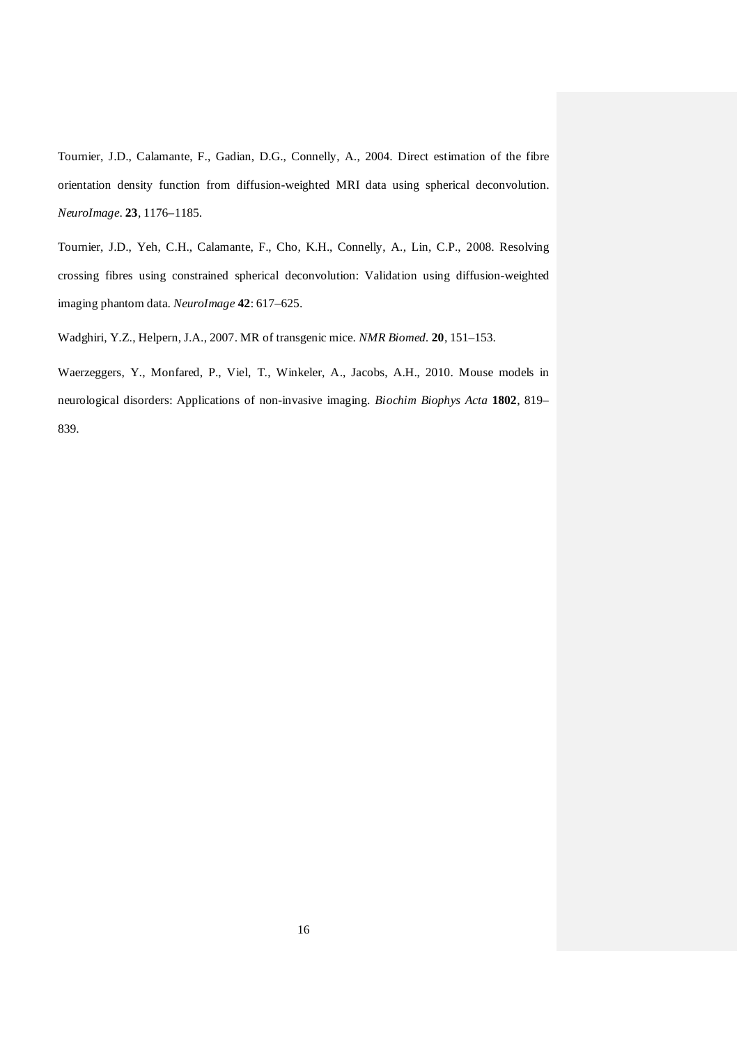Tournier, J.D., Calamante, F., Gadian, D.G., Connelly, A., 2004. Direct estimation of the fibre orientation density function from diffusion-weighted MRI data using spherical deconvolution. *NeuroImage*. **23**, 1176–1185.

Tournier, J.D., Yeh, C.H., Calamante, F., Cho, K.H., Connelly, A., Lin, C.P., 2008. Resolving crossing fibres using constrained spherical deconvolution: Validation using diffusion-weighted imaging phantom data. *NeuroImage* **42**: 617–625.

Wadghiri, Y.Z., Helpern, J.A., 2007. MR of transgenic mice. *NMR Biomed.* **20**, 151–153.

Waerzeggers, Y., Monfared, P., Viel, T., Winkeler, A., Jacobs, A.H., 2010. Mouse models in neurological disorders: Applications of non-invasive imaging. *Biochim Biophys Acta* **1802**, 819–839.